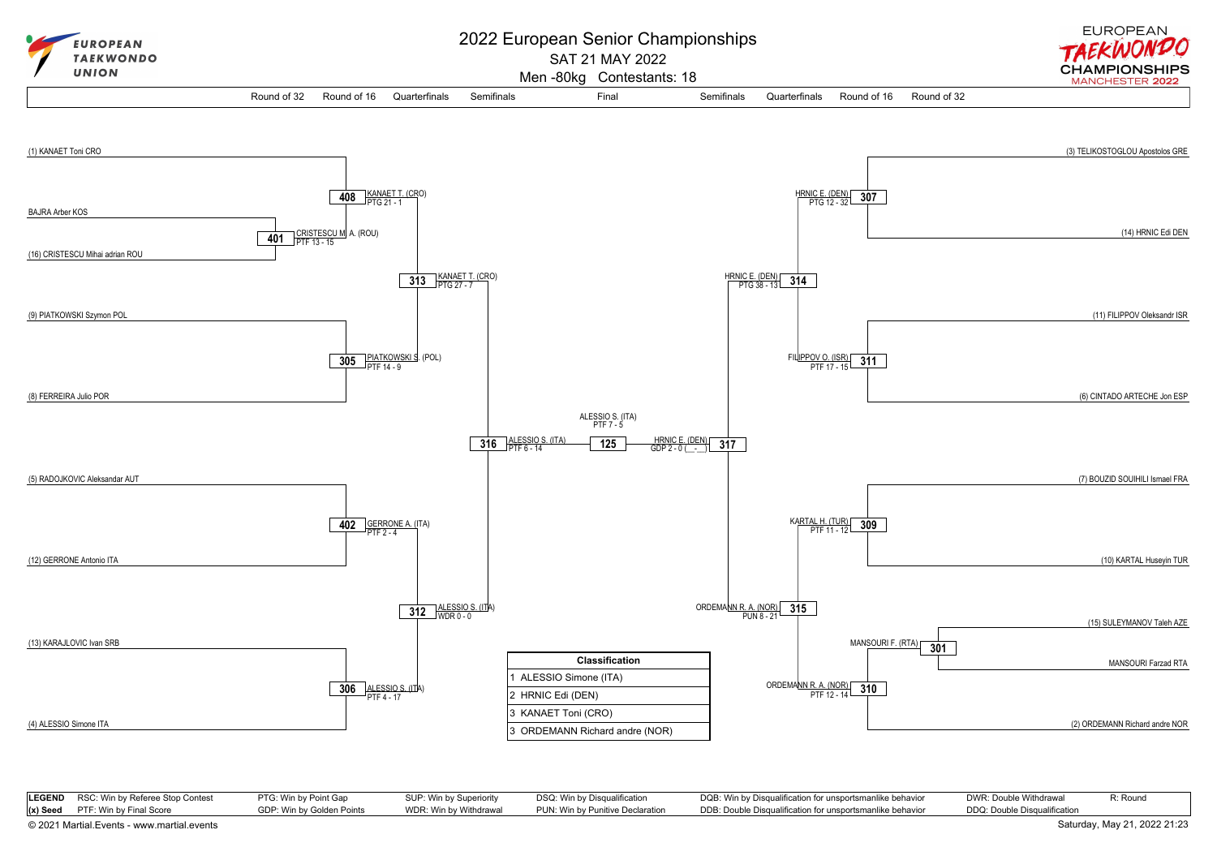# 2022 European Senior Championships

SAT 21 MAY 2022

Men -80kg Contestants: 18

Round of 32 | Round of 16 | Quarterfinals | Semifinals | Final | Semifinals | Quarterfinals | Round of 16 | Round of 32

## Upper half (left side)

- (1) KANAET Toni CRO
- BAJRA Arber KOS
- (16) CRISTESCU Mihai adrian ROU
- (9) PIATKOWSKI Szymon POL
- (8) FERREIRA Julio POR

**401** CRISTESCU M. A. (ROU) PTF 13 - 15

**408** KANAET T. (CRO) PTG 21 - 1

**305** PIATKOWSKI S. (POL) PTF 14 - 9

**313** KANAET T. (CRO) PTG 27 - 7

## Lower half (left side)

- (5) RADOJKOVIC Aleksandar AUT
- (12) GERRONE Antonio ITA
- (13) KARAJLOVIC Ivan SRB
- (4) ALESSIO Simone ITA

**402** GERRONE A. (ITA) PTF 2 - 4

**306** ALESSIO S. (ITA) PTF 4 - 17

**312** ALESSIO S. (ITA) WDR 0 - 0

**316** ALESSIO S. (ITA) PTF 6 - 14

## Upper half (right side)

- (3) TELIKOSTOGLOU Apostolos GRE
- (14) HRNIC Edi DEN
- (11) FILIPPOV Oleksandr ISR
- (6) CINTADO ARTECHE Jon ESP

**307** HRNIC E. (DEN) PTG 12 - 32

**311** FILIPPOV O. (ISR) PTF 17 - 15

**314** HRNIC E. (DEN) PTG 38 - 13

## Lower half (right side)

- (7) BOUZID SOUIHILI Ismael FRA
- (10) KARTAL Huseyin TUR
- (15) SULEYMANOV Taleh AZE
- MANSOURI Farzad RTA
- (2) ORDEMANN Richard andre NOR

**309** KARTAL H. (TUR) PTF 11 - 12

**301** MANSOURI F. (RTA)

**310** ORDEMANN R. A. (NOR) PTF 12 - 14

**315** ORDEMANN R. A. (NOR) PUN 8 - 21

**317** HRNIC E. (DEN) GDP 2 - 0 (\_\_-\_\_)

## Final

**125** ALESSIO S. (ITA) PTF 7 - 5

| Classification |
|---|
| 1 ALESSIO Simone (ITA) |
| 2 HRNIC Edi (DEN) |
| 3 KANAET Toni (CRO) |
| 3 ORDEMANN Richard andre (NOR) |

| LEGEND | | | | | | |
|---|---|---|---|---|---|---|
| RSC: Win by Referee Stop Contest | PTG: Win by Point Gap | SUP: Win by Superiority | DSQ: Win by Disqualification | DQB: Win by Disqualification for unsportsmanlike behavior | DWR: Double Withdrawal | R: Round |
| (x) Seed | PTF: Win by Final Score | GDP: Win by Golden Points | WDR: Win by Withdrawal | PUN: Win by Punitive Declaration | DDB: Double Disqualification for unsportsmanlike behavior | DDQ: Double Disqualification |

© 2021 Martial.Events - www.martial.events

Saturday, May 21, 2022 21:23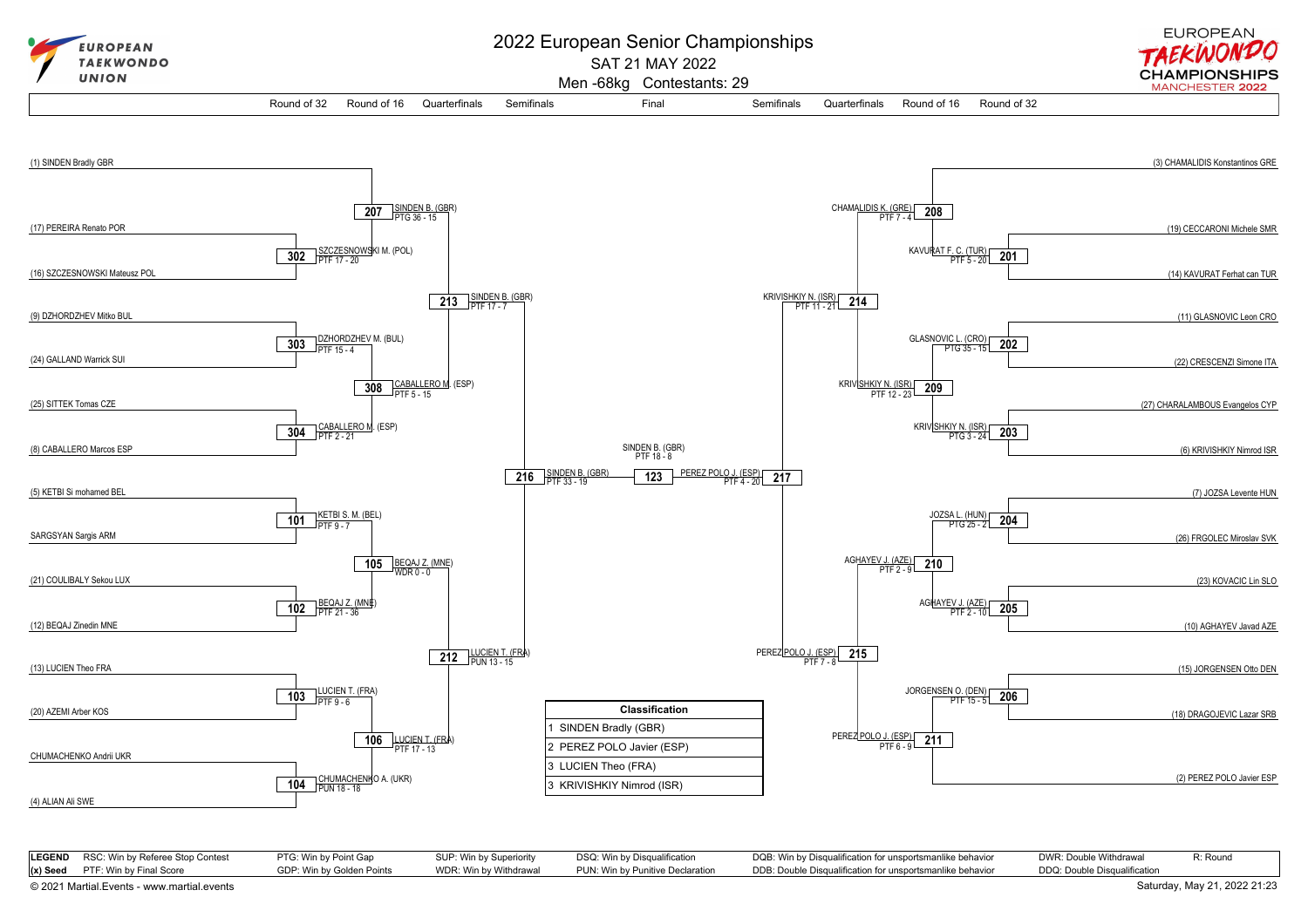# 2022 European Senior Championships

SAT 21 MAY 2022

Men -68kg Contestants: 29

EUROPEAN TAEKWONDO UNION — EUROPEAN TAEKWONDO CHAMPIONSHIPS MANCHESTER 2022

Round of 32 | Round of 16 | Quarterfinals | Semifinals | Final | Semifinals | Quarterfinals | Round of 16 | Round of 32

## Left side of bracket

**Round of 32 / Round of 16 contestants:**

- (1) SINDEN Bradly GBR
- (17) PEREIRA Renato POR
- (16) SZCZESNOWSKI Mateusz POL
- (9) DZHORDZHEV Mitko BUL
- (24) GALLAND Warrick SUI
- (25) SITTEK Tomas CZE
- (8) CABALLERO Marcos ESP
- (5) KETBI Si mohamed BEL
- SARGSYAN Sargis ARM
- (21) COULIBALY Sekou LUX
- (12) BEQAJ Zinedin MNE
- (13) LUCIEN Theo FRA
- (20) AZEMI Arber KOS
- CHUMACHENKO Andrii UKR
- (4) ALIAN Ali SWE

**Matches:**

| Match | Winner | Result |
|---|---|---|
| 302 | SZCZESNOWSKI M. (POL) | PTF 17 - 20 |
| 303 | DZHORDZHEV M. (BUL) | PTF 15 - 4 |
| 304 | CABALLERO M. (ESP) | PTF 2 - 21 |
| 101 | KETBI S. M. (BEL) | PTF 9 - 7 |
| 102 | BEQAJ Z. (MNE) | PTF 21 - 36 |
| 103 | LUCIEN T. (FRA) | PTF 9 - 6 |
| 104 | CHUMACHENKO A. (UKR) | PUN 18 - 18 |
| 207 | SINDEN B. (GBR) | PTG 36 - 15 |
| 308 | CABALLERO M. (ESP) | PTF 5 - 15 |
| 105 | BEQAJ Z. (MNE) | WDR 0 - 0 |
| 106 | LUCIEN T. (FRA) | PTF 17 - 13 |
| 213 | SINDEN B. (GBR) | PTF 17 - 7 |
| 212 | LUCIEN T. (FRA) | PUN 13 - 15 |
| 216 | SINDEN B. (GBR) | PTF 33 - 19 |

## Right side of bracket

**Round of 32 / Round of 16 contestants:**

- (3) CHAMALIDIS Konstantinos GRE
- (19) CECCARONI Michele SMR
- (14) KAVURAT Ferhat can TUR
- (11) GLASNOVIC Leon CRO
- (22) CRESCENZI Simone ITA
- (27) CHARALAMBOUS Evangelos CYP
- (6) KRIVISHKIY Nimrod ISR
- (7) JOZSA Levente HUN
- (26) FRGOLEC Miroslav SVK
- (23) KOVACIC Lin SLO
- (10) AGHAYEV Javad AZE
- (15) JORGENSEN Otto DEN
- (18) DRAGOJEVIC Lazar SRB
- (2) PEREZ POLO Javier ESP

**Matches:**

| Match | Winner | Result |
|---|---|---|
| 201 | KAVURAT F. C. (TUR) | PTF 5 - 20 |
| 202 | GLASNOVIC L. (CRO) | PTG 35 - 15 |
| 203 | KRIVISHKIY N. (ISR) | PTG 3 - 24 |
| 204 | JOZSA L. (HUN) | PTG 25 - 2 |
| 205 | AGHAYEV J. (AZE) | PTF 2 - 10 |
| 206 | JORGENSEN O. (DEN) | PTF 15 - 5 |
| 208 | CHAMALIDIS K. (GRE) | PTF 7 - 4 |
| 209 | KRIVISHKIY N. (ISR) | PTF 12 - 23 |
| 210 | AGHAYEV J. (AZE) | PTF 2 - 9 |
| 211 | PEREZ POLO J. (ESP) | PTF 6 - 9 |
| 214 | KRIVISHKIY N. (ISR) | PTF 11 - 21 |
| 215 | PEREZ POLO J. (ESP) | PTF 7 - 8 |
| 217 | PEREZ POLO J. (ESP) | PTF 4 - 20 |

## Final

| Match | Winner | Result |
|---|---|---|
| 123 | SINDEN B. (GBR) | PTF 18 - 8 |

## Classification

| Classification |
|---|
| 1 SINDEN Bradly (GBR) |
| 2 PEREZ POLO Javier (ESP) |
| 3 LUCIEN Theo (FRA) |
| 3 KRIVISHKIY Nimrod (ISR) |

## Legend

| | | | | | | |
|---|---|---|---|---|---|---|
| **LEGEND** RSC: Win by Referee Stop Contest | PTG: Win by Point Gap | SUP: Win by Superiority | DSQ: Win by Disqualification | DQB: Win by Disqualification for unsportsmanlike behavior | DWR: Double Withdrawal | R: Round |
| **(x) Seed** PTF: Win by Final Score | GDP: Win by Golden Points | WDR: Win by Withdrawal | PUN: Win by Punitive Declaration | DDB: Double Disqualification for unsportsmanlike behavior | DDQ: Double Disqualification | |

© 2021 Martial.Events - www.martial.events

Saturday, May 21, 2022 21:23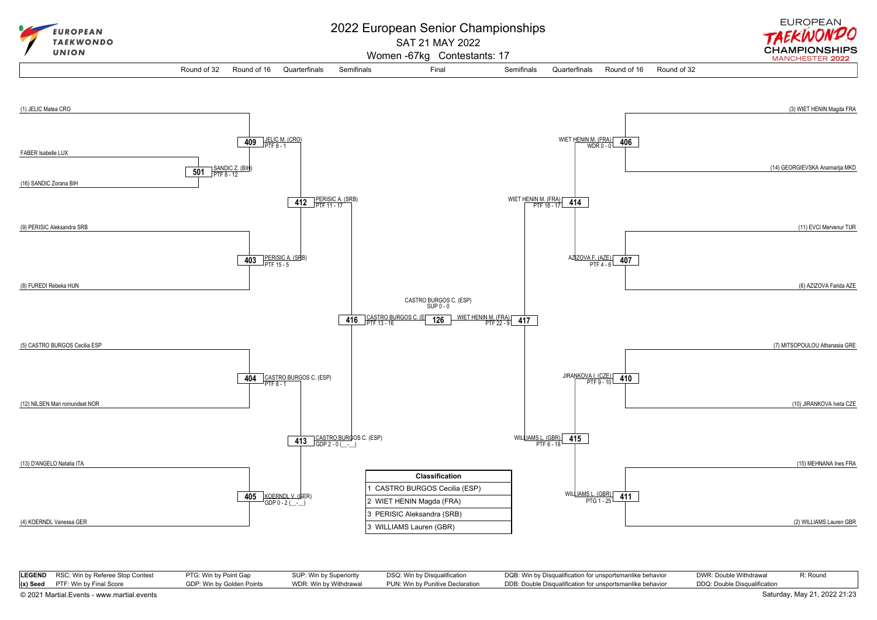# 2022 European Senior Championships

SAT 21 MAY 2022

Women -67kg Contestants: 17

Round of 32 | Round of 16 | Quarterfinals | Semifinals | Final | Semifinals | Quarterfinals | Round of 16 | Round of 32

## Left side of bracket

**Round of 32**
- 501: FABER Isabelle LUX vs (16) SANDIC Zorana BIH — SANDIC Z. (BIH) PTF 8 - 12

**Round of 16**
- 409: (1) JELIC Matea CRO vs SANDIC Z. (BIH) — JELIC M. (CRO) PTF 8 - 1
- 403: (9) PERISIC Aleksandra SRB vs (8) FUREDI Rebeka HUN — PERISIC A. (SRB) PTF 15 - 5
- 404: (5) CASTRO BURGOS Cecilia ESP vs (12) NILSEN Mari romundset NOR — CASTRO BURGOS C. (ESP) PTF 8 - 1
- 405: (13) D'ANGELO Natalia ITA vs (4) KOERNDL Vanessa GER — KOERNDL V. (GER) GDP 0 - 2 (\_-\_)

**Quarterfinals**
- 412: PERISIC A. (SRB) PTF 11 - 17
- 413: CASTRO BURGOS C. (ESP) GDP 2 - 0 (\_-\_)

**Semifinal**
- 416: CASTRO BURGOS C. (ESP) PTF 13 - 16

## Right side of bracket

**Round of 16**
- 406: (3) WIET HENIN Magda FRA vs (14) GEORGIEVSKA Anamarija MKD — WIET HENIN M. (FRA) WDR 0 - 0
- 407: (11) EVCI Mervenur TUR vs (6) AZIZOVA Farida AZE — AZIZOVA F. (AZE) PTF 4 - 6
- 410: (7) MITSOPOULOU Athanasia GRE vs (10) JIRANKOVA Iveta CZE — JIRANKOVA I. (CZE) PTF 9 - 10
- 411: (15) MEHNANA Ines FRA vs (2) WILLIAMS Lauren GBR — WILLIAMS L. (GBR) PTG 1 - 25

**Quarterfinals**
- 414: WIET HENIN M. (FRA) PTF 18 - 17
- 415: WILLIAMS L. (GBR) PTF 6 - 18

**Semifinal**
- 417: WIET HENIN M. (FRA) PTF 22 - 9

## Final

- 126: CASTRO BURGOS C. (ESP) vs WIET HENIN M. (FRA) — CASTRO BURGOS C. (ESP) SUP 0 - 0

| Classification |
| --- |
| 1 CASTRO BURGOS Cecilia (ESP) |
| 2 WIET HENIN Magda (FRA) |
| 3 PERISIC Aleksandra (SRB) |
| 3 WILLIAMS Lauren (GBR) |

| LEGEND | | | | | | |
| --- | --- | --- | --- | --- | --- | --- |
| RSC: Win by Referee Stop Contest | PTG: Win by Point Gap | SUP: Win by Superiority | DSQ: Win by Disqualification | DQB: Win by Disqualification for unsportsmanlike behavior | DWR: Double Withdrawal | R: Round |
| (x) Seed — PTF: Win by Final Score | GDP: Win by Golden Points | WDR: Win by Withdrawal | PUN: Win by Punitive Declaration | DDB: Double Disqualification for unsportsmanlike behavior | DDQ: Double Disqualification | |

© 2021 Martial.Events - www.martial.events

Saturday, May 21, 2022 21:23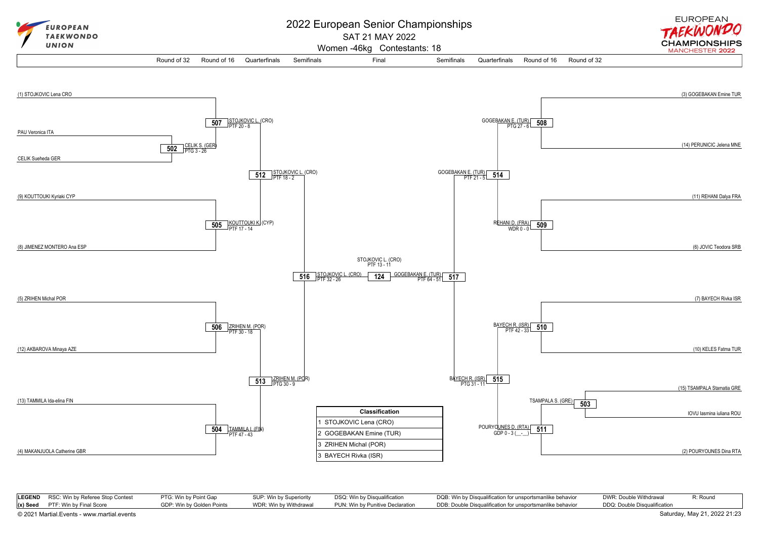# 2022 European Senior Championships

SAT 21 MAY 2022

Women -46kg Contestants: 18

Round of 32 | Round of 16 | Quarterfinals | Semifinals | Final | Semifinals | Quarterfinals | Round of 16 | Round of 32

(1) STOJKOVIC Lena CRO

507 STOJKOVIC L. (CRO) PTF 20 - 8

PAU Veronica ITA

502 CELIK S. (GER) PTG 3 - 26

CELIK Sueheda GER

512 STOJKOVIC L. (CRO) PTF 18 - 2

(9) KOUTTOUKI Kyriaki CYP

505 KOUTTOUKI K. (CYP) PTF 17 - 14

(8) JIMENEZ MONTERO Ana ESP

516 STOJKOVIC L. (CRO) PTF 32 - 26

124 STOJKOVIC L. (CRO) PTF 13 - 11

(5) ZRIHEN Michal POR

506 ZRIHEN M. (POR) PTF 30 - 18

(12) AKBAROVA Minaya AZE

513 ZRIHEN M. (POR) PTG 30 - 9

(13) TAMMILA Ida-elina FIN

504 TAMMILA I. (FIN) PTF 47 - 43

(4) MAKANJUOLA Catherine GBR

(3) GOGEBAKAN Emine TUR

508 GOGEBAKAN E. (TUR) PTG 27 - 6

(14) PERUNICIC Jelena MNE

514 GOGEBAKAN E. (TUR) PTF 21 - 5

(11) REHANI Dalya FRA

509 REHANI D. (FRA) WDR 0 - 0

(6) JOVIC Teodora SRB

517 GOGEBAKAN E. (TUR) PTF 64 - 51

(7) BAYECH Rivka ISR

510 BAYECH R. (ISR) PTF 42 - 33

(10) KELES Fatma TUR

515 BAYECH R. (ISR) PTG 31 - 11

(15) TSAMPALA Stamatia GRE

503 TSAMPALA S. (GRE)

IOVU Iasmina iuliana ROU

511 POURYOUNES D. (RTA) GDP 0 - 3 (\_\_-\_\_)

(2) POURYOUNES Dina RTA

| Classification |
|---|
| 1 STOJKOVIC Lena (CRO) |
| 2 GOGEBAKAN Emine (TUR) |
| 3 ZRIHEN Michal (POR) |
| 3 BAYECH Rivka (ISR) |

**LEGEND**
**(x) Seed**

RSC: Win by Referee Stop Contest
PTF: Win by Final Score
PTG: Win by Point Gap
GDP: Win by Golden Points
SUP: Win by Superiority
WDR: Win by Withdrawal
DSQ: Win by Disqualification
PUN: Win by Punitive Declaration
DQB: Win by Disqualification for unsportsmanlike behavior
DDB: Double Disqualification for unsportsmanlike behavior
DWR: Double Withdrawal
DDQ: Double Disqualification
R: Round

© 2021 Martial.Events - www.martial.events

Saturday, May 21, 2022 21:23